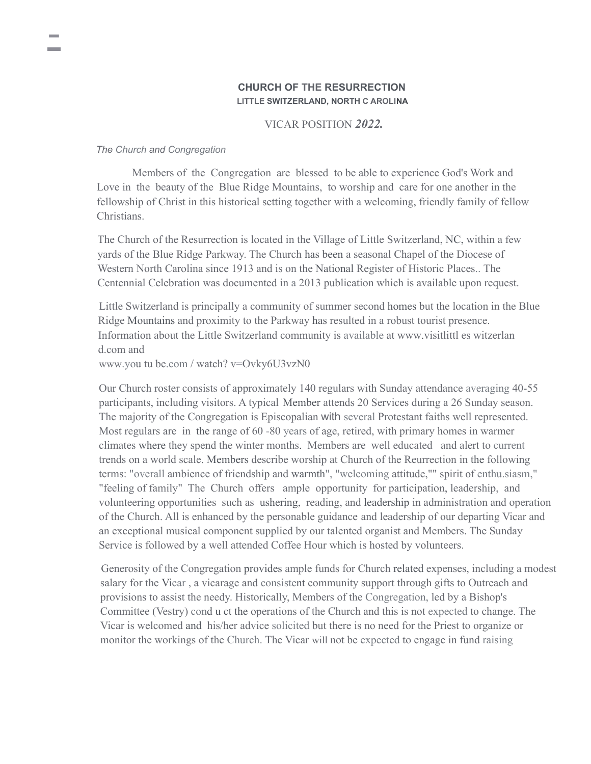# CHURCH OF THE RESURRECTION

## LITTLE SWITZERLAND, NORTH C AROLINA

VICAR POSITION ***2022.***

*The Church and Congregation*

Members of the Congregation are blessed to be able to experience God's Work and Love in the beauty of the Blue Ridge Mountains, to worship and care for one another in the fellowship of Christ in this historical setting together with a welcoming, friendly family of fellow Christians.

The Church of the Resurrection is located in the Village of Little Switzerland, NC, within a few yards of the Blue Ridge Parkway. The Church has been a seasonal Chapel of the Diocese of Western North Carolina since 1913 and is on the National Register of Historic Places.. The Centennial Celebration was documented in a 2013 publication which is available upon request.

Little Switzerland is principally a community of summer second homes but the location in the Blue Ridge Mountains and proximity to the Parkway has resulted in a robust tourist presence. Information about the Little Switzerland community is available at www.visitlittl es witzerlan d.com and
www.you tu be.com / watch? v=Ovky6U3vzN0

Our Church roster consists of approximately 140 regulars with Sunday attendance averaging 40-55 participants, including visitors. A typical Member attends 20 Services during a 26 Sunday season. The majority of the Congregation is Episcopalian with several Protestant faiths well represented. Most regulars are in the range of 60 -80 years of age, retired, with primary homes in warmer climates where they spend the winter months. Members are well educated and alert to current trends on a world scale. Members describe worship at Church of the Reurrection in the following terms: "overall ambience of friendship and warmth", "welcoming attitude,"" spirit of enthu.siasm," "feeling of family" The Church offers ample opportunity for participation, leadership, and volunteering opportunities such as ushering, reading, and leadership in administration and operation of the Church. All is enhanced by the personable guidance and leadership of our departing Vicar and an exceptional musical component supplied by our talented organist and Members. The Sunday Service is followed by a well attended Coffee Hour which is hosted by volunteers.

Generosity of the Congregation provides ample funds for Church related expenses, including a modest salary for the Vicar , a vicarage and consistent community support through gifts to Outreach and provisions to assist the needy. Historically, Members of the Congregation, led by a Bishop's Committee (Vestry) cond u ct the operations of the Church and this is not expected to change. The Vicar is welcomed and his/her advice solicited but there is no need for the Priest to organize or monitor the workings of the Church. The Vicar will not be expected to engage in fund raising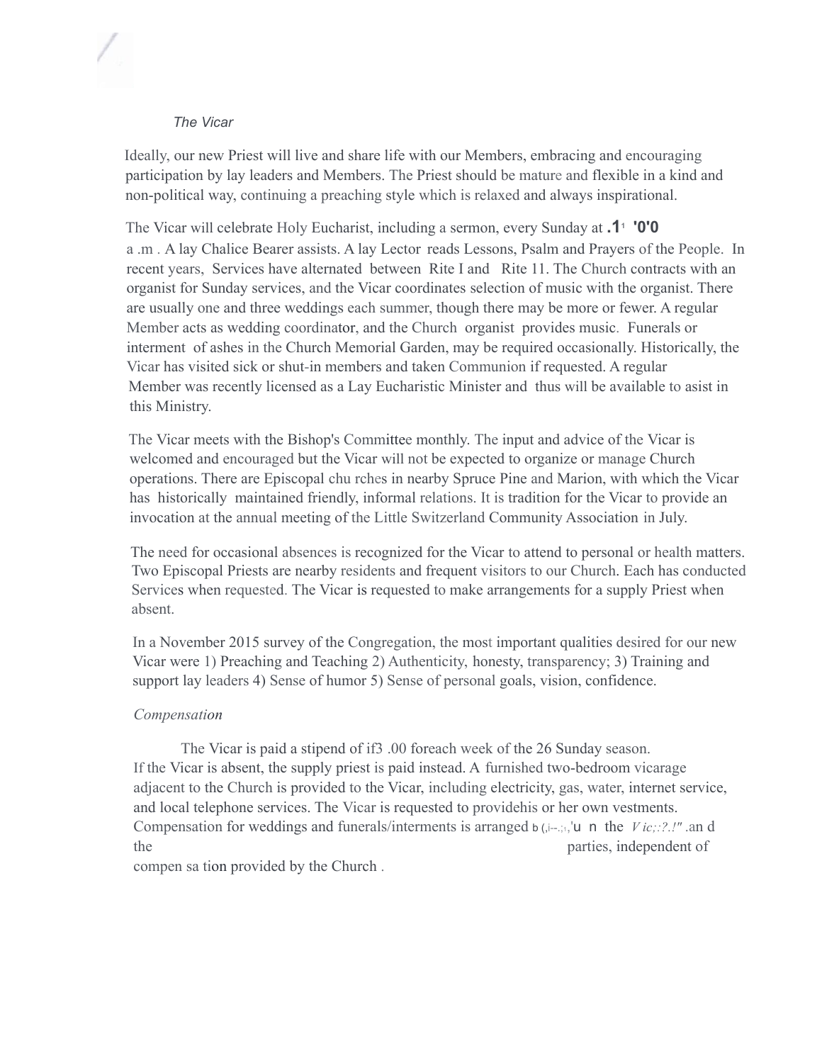*The Vicar*

Ideally, our new Priest will live and share life with our Members, embracing and encouraging participation by lay leaders and Members. The Priest should be mature and flexible in a kind and non-political way, continuing a preaching style which is relaxed and always inspirational.

The Vicar will celebrate Holy Eucharist, including a sermon, every Sunday at .11 '0'0 a .m . A lay Chalice Bearer assists. A lay Lector reads Lessons, Psalm and Prayers of the People. In recent years, Services have alternated between Rite I and Rite 11. The Church contracts with an organist for Sunday services, and the Vicar coordinates selection of music with the organist. There are usually one and three weddings each summer, though there may be more or fewer. A regular Member acts as wedding coordinator, and the Church organist provides music. Funerals or interment of ashes in the Church Memorial Garden, may be required occasionally. Historically, the Vicar has visited sick or shut-in members and taken Communion if requested. A regular Member was recently licensed as a Lay Eucharistic Minister and thus will be available to asist in this Ministry.

The Vicar meets with the Bishop's Committee monthly. The input and advice of the Vicar is welcomed and encouraged but the Vicar will not be expected to organize or manage Church operations. There are Episcopal chu rches in nearby Spruce Pine and Marion, with which the Vicar has historically maintained friendly, informal relations. It is tradition for the Vicar to provide an invocation at the annual meeting of the Little Switzerland Community Association in July.

The need for occasional absences is recognized for the Vicar to attend to personal or health matters. Two Episcopal Priests are nearby residents and frequent visitors to our Church. Each has conducted Services when requested. The Vicar is requested to make arrangements for a supply Priest when absent.

In a November 2015 survey of the Congregation, the most important qualities desired for our new Vicar were 1) Preaching and Teaching 2) Authenticity, honesty, transparency; 3) Training and support lay leaders 4) Sense of humor 5) Sense of personal goals, vision, confidence.

*Compensation*

The Vicar is paid a stipend of if3 .00 foreach week of the 26 Sunday season. If the Vicar is absent, the supply priest is paid instead. A furnished two-bedroom vicarage adjacent to the Church is provided to the Vicar, including electricity, gas, water, internet service, and local telephone services. The Vicar is requested to providehis or her own vestments. Compensation for weddings and funerals/interments is arranged b (,i--.;1,'u n the *V ic;:?.!"* .an d the parties, independent of compen sa tion provided by the Church .